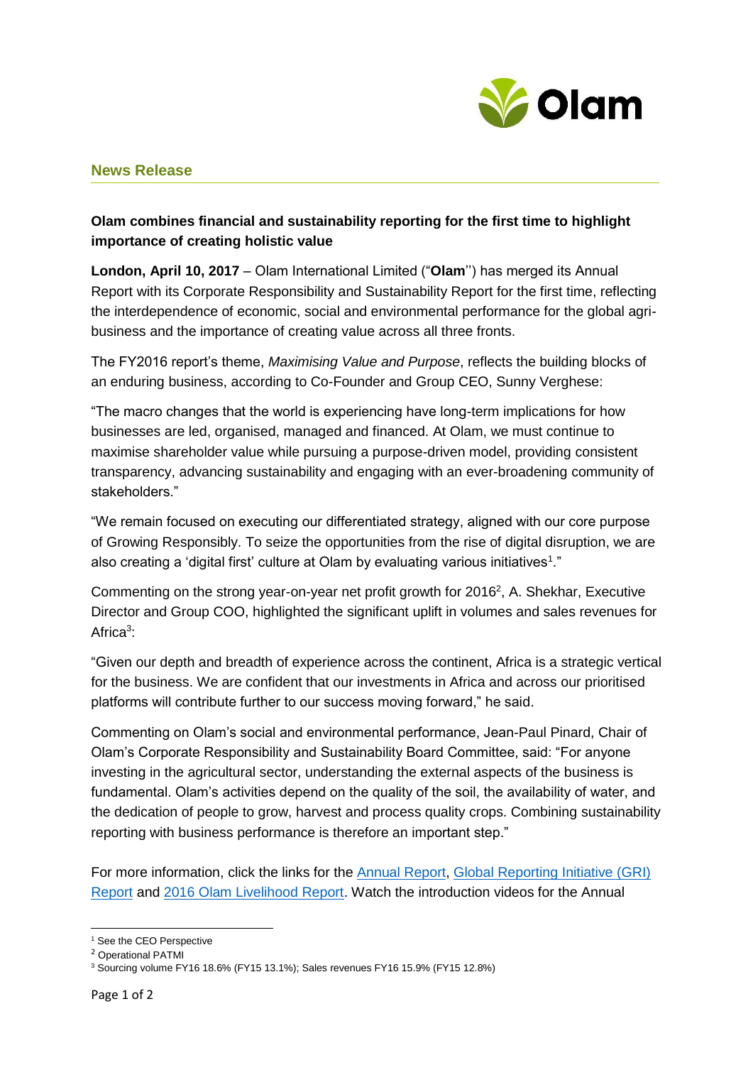**News Release**

**Olam combines financial and sustainability reporting for the first time to highlight importance of creating holistic value**

**London, April 10, 2017** – Olam International Limited ("**Olam**'') has merged its Annual Report with its Corporate Responsibility and Sustainability Report for the first time, reflecting the interdependence of economic, social and environmental performance for the global agri-business and the importance of creating value across all three fronts.

The FY2016 report's theme, *Maximising Value and Purpose*, reflects the building blocks of an enduring business, according to Co-Founder and Group CEO, Sunny Verghese:

"The macro changes that the world is experiencing have long-term implications for how businesses are led, organised, managed and financed. At Olam, we must continue to maximise shareholder value while pursuing a purpose-driven model, providing consistent transparency, advancing sustainability and engaging with an ever-broadening community of stakeholders."

"We remain focused on executing our differentiated strategy, aligned with our core purpose of Growing Responsibly. To seize the opportunities from the rise of digital disruption, we are also creating a 'digital first' culture at Olam by evaluating various initiatives[1]."

Commenting on the strong year-on-year net profit growth for 2016[2], A. Shekhar, Executive Director and Group COO, highlighted the significant uplift in volumes and sales revenues for Africa[3]:

"Given our depth and breadth of experience across the continent, Africa is a strategic vertical for the business. We are confident that our investments in Africa and across our prioritised platforms will contribute further to our success moving forward," he said.

Commenting on Olam's social and environmental performance, Jean-Paul Pinard, Chair of Olam's Corporate Responsibility and Sustainability Board Committee, said: "For anyone investing in the agricultural sector, understanding the external aspects of the business is fundamental. Olam's activities depend on the quality of the soil, the availability of water, and the dedication of people to grow, harvest and process quality crops. Combining sustainability reporting with business performance is therefore an important step."

For more information, click the links for the Annual Report, Global Reporting Initiative (GRI) Report and 2016 Olam Livelihood Report. Watch the introduction videos for the Annual

---

[1] See the CEO Perspective

[2] Operational PATMI

[3] Sourcing volume FY16 18.6% (FY15 13.1%); Sales revenues FY16 15.9% (FY15 12.8%)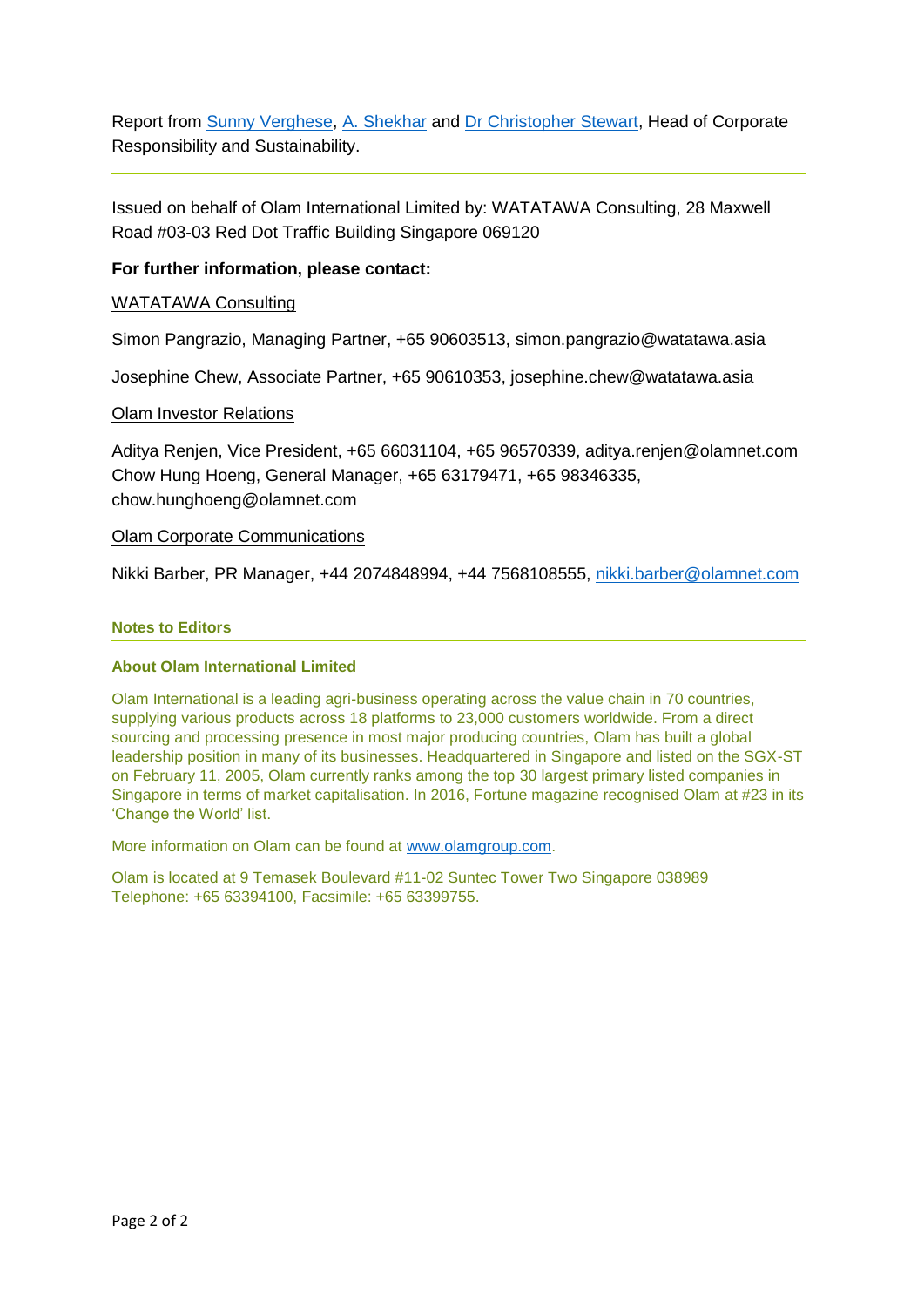Report from Sunny Verghese, A. Shekhar and Dr Christopher Stewart, Head of Corporate Responsibility and Sustainability.

---

Issued on behalf of Olam International Limited by: WATATAWA Consulting, 28 Maxwell Road #03-03 Red Dot Traffic Building Singapore 069120

**For further information, please contact:**

WATATAWA Consulting

Simon Pangrazio, Managing Partner, +65 90603513, simon.pangrazio@watatawa.asia

Josephine Chew, Associate Partner, +65 90610353, josephine.chew@watatawa.asia

Olam Investor Relations

Aditya Renjen, Vice President, +65 66031104, +65 96570339, aditya.renjen@olamnet.com
Chow Hung Hoeng, General Manager, +65 63179471, +65 98346335, chow.hunghoeng@olamnet.com

Olam Corporate Communications

Nikki Barber, PR Manager, +44 2074848994, +44 7568108555, nikki.barber@olamnet.com

**Notes to Editors**

---

**About Olam International Limited**

Olam International is a leading agri-business operating across the value chain in 70 countries, supplying various products across 18 platforms to 23,000 customers worldwide. From a direct sourcing and processing presence in most major producing countries, Olam has built a global leadership position in many of its businesses. Headquartered in Singapore and listed on the SGX-ST on February 11, 2005, Olam currently ranks among the top 30 largest primary listed companies in Singapore in terms of market capitalisation. In 2016, Fortune magazine recognised Olam at #23 in its 'Change the World' list.

More information on Olam can be found at www.olamgroup.com.

Olam is located at 9 Temasek Boulevard #11-02 Suntec Tower Two Singapore 038989
Telephone: +65 63394100, Facsimile: +65 63399755.